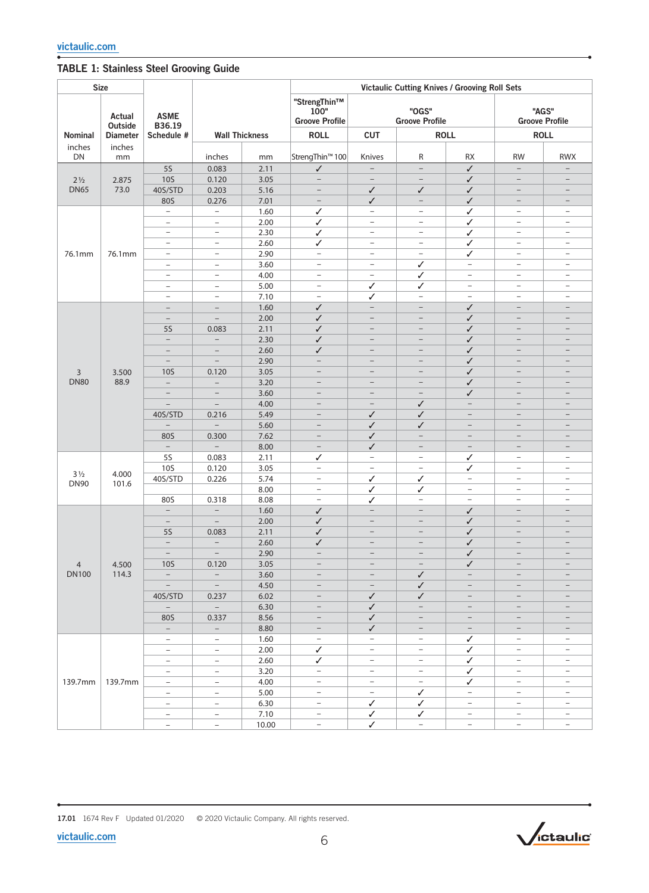## TABLE 1: Stainless Steel Grooving Guide

| Size | | | | | Victaulic Cutting Knives / Grooving Roll Sets | | | | | |
|---|---|---|---|---|---|---|---|---|---|---|
| | | | | | "StrengThin™ 100" Groove Profile | "OGS" Groove Profile | | | "AGS" Groove Profile | |
| Nominal | Actual Outside Diameter | ASME B36.19 Schedule # | Wall Thickness | | ROLL | CUT | ROLL | | ROLL | |
| inches DN | inches mm | | inches | mm | StrengThin™ 100 | Knives | R | RX | RW | RWX |
| 2½ DN65 | 2.875 73.0 | 5S | 0.083 | 2.11 | ✓ | – | – | ✓ | – | – |
| | | 10S | 0.120 | 3.05 | – | – | – | ✓ | – | – |
| | | 40S/STD | 0.203 | 5.16 | – | ✓ | ✓ | ✓ | – | – |
| | | 80S | 0.276 | 7.01 | – | ✓ | – | ✓ | – | – |
| 76.1mm | 76.1mm | – | – | 1.60 | ✓ | – | – | ✓ | – | – |
| | | – | – | 2.00 | ✓ | – | – | ✓ | – | – |
| | | – | – | 2.30 | ✓ | – | – | ✓ | – | – |
| | | – | – | 2.60 | ✓ | – | – | ✓ | – | – |
| | | – | – | 2.90 | – | – | – | ✓ | – | – |
| | | – | – | 3.60 | – | – | ✓ | – | – | – |
| | | – | – | 4.00 | – | – | ✓ | – | – | – |
| | | – | – | 5.00 | – | ✓ | ✓ | – | – | – |
| | | – | – | 7.10 | – | ✓ | – | – | – | – |
| 3 DN80 | 3.500 88.9 | – | – | 1.60 | ✓ | – | – | ✓ | – | – |
| | | – | – | 2.00 | ✓ | – | – | ✓ | – | – |
| | | 5S | 0.083 | 2.11 | ✓ | – | – | ✓ | – | – |
| | | – | – | 2.30 | ✓ | – | – | ✓ | – | – |
| | | – | – | 2.60 | ✓ | – | – | ✓ | – | – |
| | | – | – | 2.90 | – | – | – | ✓ | – | – |
| | | 10S | 0.120 | 3.05 | – | – | – | ✓ | – | – |
| | | – | – | 3.20 | – | – | – | ✓ | – | – |
| | | – | – | 3.60 | – | – | – | ✓ | – | – |
| | | – | – | 4.00 | – | – | ✓ | – | – | – |
| | | 40S/STD | 0.216 | 5.49 | – | ✓ | ✓ | – | – | – |
| | | – | – | 5.60 | – | ✓ | ✓ | – | – | – |
| | | 80S | 0.300 | 7.62 | – | ✓ | – | – | – | – |
| | | – | – | 8.00 | – | ✓ | – | – | – | – |
| 3½ DN90 | 4.000 101.6 | 5S | 0.083 | 2.11 | ✓ | – | – | ✓ | – | – |
| | | 10S | 0.120 | 3.05 | – | – | – | ✓ | – | – |
| | | 40S/STD | 0.226 | 5.74 | – | ✓ | ✓ | – | – | – |
| | | | | 8.00 | – | ✓ | ✓ | – | – | – |
| | | 80S | 0.318 | 8.08 | – | ✓ | – | – | – | – |
| 4 DN100 | 4.500 114.3 | – | – | 1.60 | ✓ | – | – | ✓ | – | – |
| | | – | – | 2.00 | ✓ | – | – | ✓ | – | – |
| | | 5S | 0.083 | 2.11 | ✓ | – | – | ✓ | – | – |
| | | – | – | 2.60 | ✓ | – | – | ✓ | – | – |
| | | – | – | 2.90 | – | – | – | ✓ | – | – |
| | | 10S | 0.120 | 3.05 | – | – | – | ✓ | – | – |
| | | – | – | 3.60 | – | – | ✓ | – | – | – |
| | | – | – | 4.50 | – | – | ✓ | – | – | – |
| | | 40S/STD | 0.237 | 6.02 | – | ✓ | ✓ | – | – | – |
| | | – | – | 6.30 | – | ✓ | – | – | – | – |
| | | 80S | 0.337 | 8.56 | – | ✓ | – | – | – | – |
| | | – | – | 8.80 | – | ✓ | – | – | – | – |
| 139.7mm | 139.7mm | – | – | 1.60 | – | – | – | ✓ | – | – |
| | | – | – | 2.00 | ✓ | – | – | ✓ | – | – |
| | | – | – | 2.60 | ✓ | – | – | ✓ | – | – |
| | | – | – | 3.20 | – | – | – | ✓ | – | – |
| | | – | – | 4.00 | – | – | – | ✓ | – | – |
| | | – | – | 5.00 | – | – | ✓ | – | – | – |
| | | – | – | 6.30 | – | ✓ | ✓ | – | – | – |
| | | – | – | 7.10 | – | ✓ | ✓ | – | – | – |
| | | – | – | 10.00 | – | ✓ | – | – | – | – |

17.01 1674 Rev F Updated 01/2020 © 2020 Victaulic Company. All rights reserved.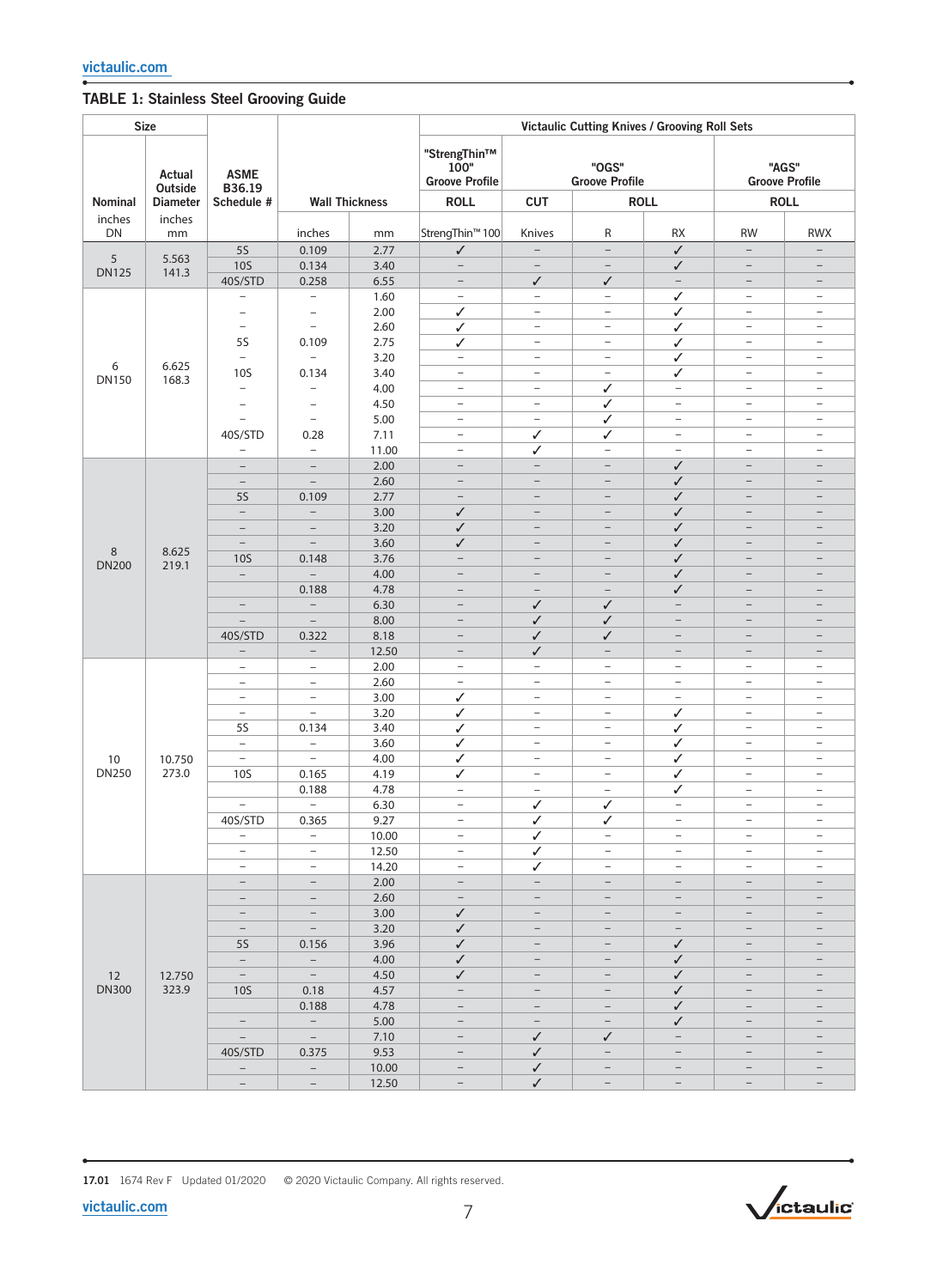## TABLE 1: Stainless Steel Grooving Guide

| Size | | ASME B36.19 Schedule # | Wall Thickness | | Victaulic Cutting Knives / Grooving Roll Sets | | | | | |
|---|---|---|---|---|---|---|---|---|---|---|
| | | | | | "StrengThin™ 100" Groove Profile | "OGS" Groove Profile | | | "AGS" Groove Profile | |
| Nominal | Actual Outside Diameter | | | | ROLL | CUT | ROLL | | ROLL | |
| inches DN | inches mm | | inches | mm | StrengThin™ 100 | Knives | R | RX | RW | RWX |
| 5 DN125 | 5.563 141.3 | 5S | 0.109 | 2.77 | ✓ | – | – | ✓ | – | – |
| | | 10S | 0.134 | 3.40 | – | – | – | ✓ | – | – |
| | | 40S/STD | 0.258 | 6.55 | – | ✓ | ✓ | – | – | – |
| 6 DN150 | 6.625 168.3 | – | – | 1.60 | – | – | – | ✓ | – | – |
| | | – | – | 2.00 | ✓ | – | – | ✓ | – | – |
| | | – | – | 2.60 | ✓ | – | – | ✓ | – | – |
| | | 5S | 0.109 | 2.75 | ✓ | – | – | ✓ | – | – |
| | | – | – | 3.20 | – | – | – | ✓ | – | – |
| | | 10S | 0.134 | 3.40 | – | – | – | ✓ | – | – |
| | | – | – | 4.00 | – | – | ✓ | – | – | – |
| | | – | – | 4.50 | – | – | ✓ | – | – | – |
| | | – | – | 5.00 | – | – | ✓ | – | – | – |
| | | 40S/STD | 0.28 | 7.11 | – | ✓ | ✓ | – | – | – |
| | | – | – | 11.00 | – | ✓ | – | – | – | – |
| 8 DN200 | 8.625 219.1 | – | – | 2.00 | – | – | – | ✓ | – | – |
| | | – | – | 2.60 | – | – | – | ✓ | – | – |
| | | 5S | 0.109 | 2.77 | – | – | – | ✓ | – | – |
| | | – | – | 3.00 | ✓ | – | – | ✓ | – | – |
| | | – | – | 3.20 | ✓ | – | – | ✓ | – | – |
| | | – | – | 3.60 | ✓ | – | – | ✓ | – | – |
| | | 10S | 0.148 | 3.76 | – | – | – | ✓ | – | – |
| | | – | – | 4.00 | – | – | – | ✓ | – | – |
| | | | 0.188 | 4.78 | – | – | – | ✓ | – | – |
| | | – | – | 6.30 | – | ✓ | ✓ | – | – | – |
| | | – | – | 8.00 | – | ✓ | ✓ | – | – | – |
| | | 40S/STD | 0.322 | 8.18 | – | ✓ | ✓ | – | – | – |
| | | – | – | 12.50 | – | ✓ | – | – | – | – |
| 10 DN250 | 10.750 273.0 | – | – | 2.00 | – | – | – | – | – | – |
| | | – | – | 2.60 | – | – | – | – | – | – |
| | | – | – | 3.00 | ✓ | – | – | – | – | – |
| | | – | – | 3.20 | ✓ | – | – | ✓ | – | – |
| | | 5S | 0.134 | 3.40 | ✓ | – | – | ✓ | – | – |
| | | – | – | 3.60 | ✓ | – | – | ✓ | – | – |
| | | – | – | 4.00 | ✓ | – | – | ✓ | – | – |
| | | 10S | 0.165 | 4.19 | ✓ | – | – | ✓ | – | – |
| | | | 0.188 | 4.78 | – | – | – | ✓ | – | – |
| | | – | – | 6.30 | – | ✓ | ✓ | – | – | – |
| | | 40S/STD | 0.365 | 9.27 | – | ✓ | ✓ | – | – | – |
| | | – | – | 10.00 | – | ✓ | – | – | – | – |
| | | – | – | 12.50 | – | ✓ | – | – | – | – |
| | | – | – | 14.20 | – | ✓ | – | – | – | – |
| 12 DN300 | 12.750 323.9 | – | – | 2.00 | – | – | – | – | – | – |
| | | – | – | 2.60 | – | – | – | – | – | – |
| | | – | – | 3.00 | ✓ | – | – | – | – | – |
| | | – | – | 3.20 | ✓ | – | – | – | – | – |
| | | 5S | 0.156 | 3.96 | ✓ | – | – | ✓ | – | – |
| | | – | – | 4.00 | ✓ | – | – | ✓ | – | – |
| | | – | – | 4.50 | ✓ | – | – | ✓ | – | – |
| | | 10S | 0.18 | 4.57 | – | – | – | ✓ | – | – |
| | | | 0.188 | 4.78 | – | – | – | ✓ | – | – |
| | | – | – | 5.00 | – | – | – | ✓ | – | – |
| | | – | – | 7.10 | – | ✓ | ✓ | – | – | – |
| | | 40S/STD | 0.375 | 9.53 | – | ✓ | – | – | – | – |
| | | – | – | 10.00 | – | ✓ | – | – | – | – |
| | | – | – | 12.50 | – | ✓ | – | – | – | – |

17.01 1674 Rev F Updated 01/2020 © 2020 Victaulic Company. All rights reserved.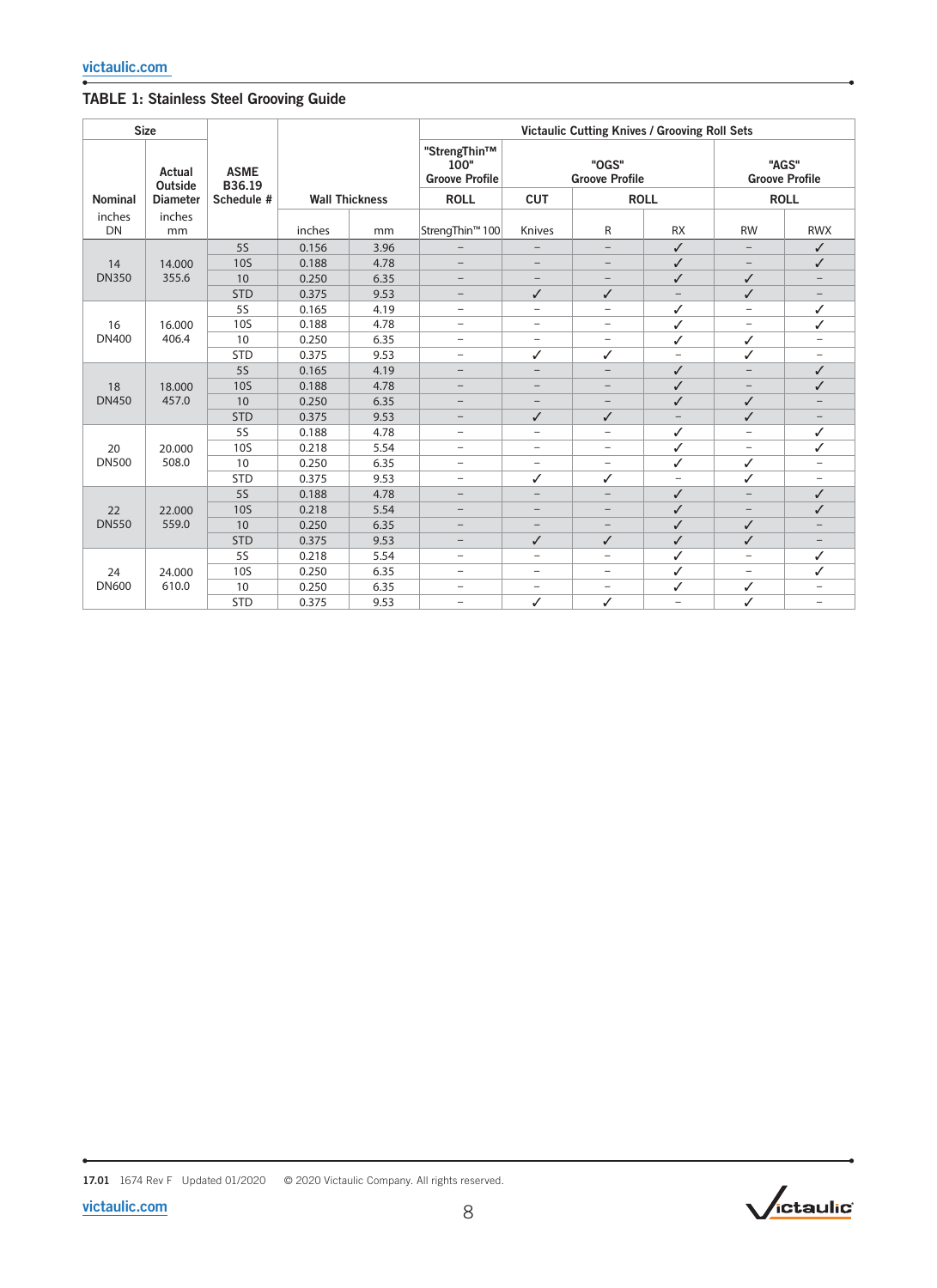## TABLE 1: Stainless Steel Grooving Guide

| Size | | ASME B36.19 Schedule # | Wall Thickness | | Victaulic Cutting Knives / Grooving Roll Sets | | | | | |
|---|---|---|---|---|---|---|---|---|---|---|
| | | | | | "StrengThin™ 100" Groove Profile | "OGS" Groove Profile | | | "AGS" Groove Profile | |
| Nominal | Actual Outside Diameter | | | | ROLL | CUT | ROLL | | ROLL | |
| inches DN | inches mm | | inches | mm | StrengThin™ 100 | Knives | R | RX | RW | RWX |
| 14 DN350 | 14.000 355.6 | 5S | 0.156 | 3.96 | – | – | – | ✓ | – | ✓ |
| | | 10S | 0.188 | 4.78 | – | – | – | ✓ | – | ✓ |
| | | 10 | 0.250 | 6.35 | – | – | – | ✓ | ✓ | – |
| | | STD | 0.375 | 9.53 | – | ✓ | ✓ | – | ✓ | – |
| 16 DN400 | 16.000 406.4 | 5S | 0.165 | 4.19 | – | – | – | ✓ | – | ✓ |
| | | 10S | 0.188 | 4.78 | – | – | – | ✓ | – | ✓ |
| | | 10 | 0.250 | 6.35 | – | – | – | ✓ | ✓ | – |
| | | STD | 0.375 | 9.53 | – | ✓ | ✓ | – | ✓ | – |
| 18 DN450 | 18.000 457.0 | 5S | 0.165 | 4.19 | – | – | – | ✓ | – | ✓ |
| | | 10S | 0.188 | 4.78 | – | – | – | ✓ | – | ✓ |
| | | 10 | 0.250 | 6.35 | – | – | – | ✓ | ✓ | – |
| | | STD | 0.375 | 9.53 | – | ✓ | ✓ | – | ✓ | – |
| 20 DN500 | 20.000 508.0 | 5S | 0.188 | 4.78 | – | – | – | ✓ | – | ✓ |
| | | 10S | 0.218 | 5.54 | – | – | – | ✓ | – | ✓ |
| | | 10 | 0.250 | 6.35 | – | – | – | ✓ | ✓ | – |
| | | STD | 0.375 | 9.53 | – | ✓ | ✓ | – | ✓ | – |
| 22 DN550 | 22.000 559.0 | 5S | 0.188 | 4.78 | – | – | – | ✓ | – | ✓ |
| | | 10S | 0.218 | 5.54 | – | – | – | ✓ | – | ✓ |
| | | 10 | 0.250 | 6.35 | – | – | – | ✓ | ✓ | – |
| | | STD | 0.375 | 9.53 | – | ✓ | ✓ | ✓ | ✓ | – |
| 24 DN600 | 24.000 610.0 | 5S | 0.218 | 5.54 | – | – | – | ✓ | – | ✓ |
| | | 10S | 0.250 | 6.35 | – | – | – | ✓ | – | ✓ |
| | | 10 | 0.250 | 6.35 | – | – | – | ✓ | ✓ | – |
| | | STD | 0.375 | 9.53 | – | ✓ | ✓ | – | ✓ | – |

17.01 1674 Rev F Updated 01/2020 © 2020 Victaulic Company. All rights reserved.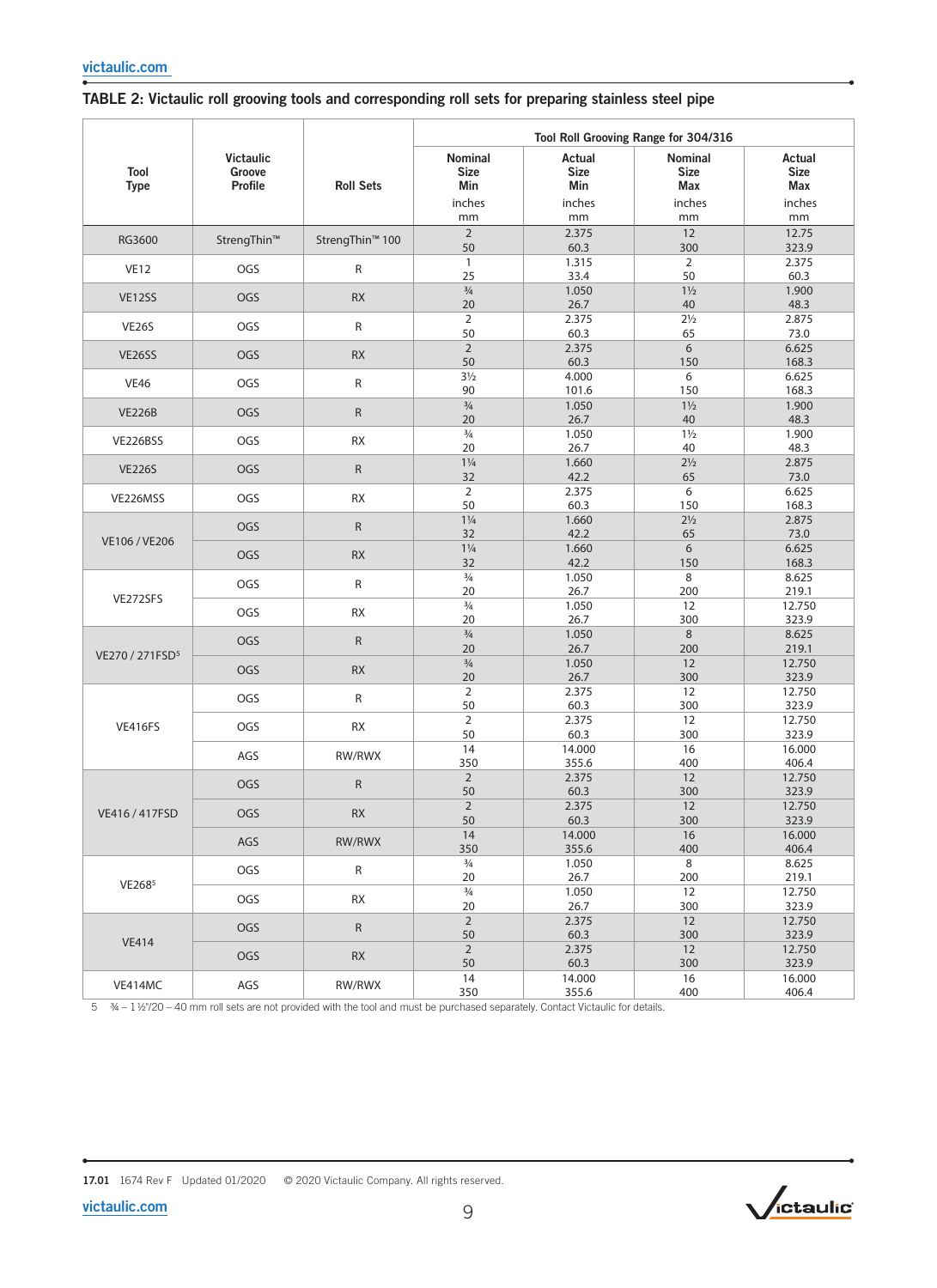## TABLE 2: Victaulic roll grooving tools and corresponding roll sets for preparing stainless steel pipe

| Tool Type | Victaulic Groove Profile | Roll Sets | Tool Roll Grooving Range for 304/316 | | | |
|---|---|---|---|---|---|---|
| | | | Nominal Size Min inches mm | Actual Size Min inches mm | Nominal Size Max inches mm | Actual Size Max inches mm |
| RG3600 | StrengThin™ | StrengThin™ 100 | 2<br>50 | 2.375<br>60.3 | 12<br>300 | 12.75<br>323.9 |
| VE12 | OGS | R | 1<br>25 | 1.315<br>33.4 | 2<br>50 | 2.375<br>60.3 |
| VE12SS | OGS | RX | ¾<br>20 | 1.050<br>26.7 | 1½<br>40 | 1.900<br>48.3 |
| VE26S | OGS | R | 2<br>50 | 2.375<br>60.3 | 2½<br>65 | 2.875<br>73.0 |
| VE26SS | OGS | RX | 2<br>50 | 2.375<br>60.3 | 6<br>150 | 6.625<br>168.3 |
| VE46 | OGS | R | 3½<br>90 | 4.000<br>101.6 | 6<br>150 | 6.625<br>168.3 |
| VE226B | OGS | R | ¾<br>20 | 1.050<br>26.7 | 1½<br>40 | 1.900<br>48.3 |
| VE226BSS | OGS | RX | ¾<br>20 | 1.050<br>26.7 | 1½<br>40 | 1.900<br>48.3 |
| VE226S | OGS | R | 1¼<br>32 | 1.660<br>42.2 | 2½<br>65 | 2.875<br>73.0 |
| VE226MSS | OGS | RX | 2<br>50 | 2.375<br>60.3 | 6<br>150 | 6.625<br>168.3 |
| VE106 / VE206 | OGS | R | 1¼<br>32 | 1.660<br>42.2 | 2½<br>65 | 2.875<br>73.0 |
| | OGS | RX | 1¼<br>32 | 1.660<br>42.2 | 6<br>150 | 6.625<br>168.3 |
| VE272SFS | OGS | R | ¾<br>20 | 1.050<br>26.7 | 8<br>200 | 8.625<br>219.1 |
| | OGS | RX | ¾<br>20 | 1.050<br>26.7 | 12<br>300 | 12.750<br>323.9 |
| VE270 / 271FSD[5] | OGS | R | ¾<br>20 | 1.050<br>26.7 | 8<br>200 | 8.625<br>219.1 |
| | OGS | RX | ¾<br>20 | 1.050<br>26.7 | 12<br>300 | 12.750<br>323.9 |
| VE416FS | OGS | R | 2<br>50 | 2.375<br>60.3 | 12<br>300 | 12.750<br>323.9 |
| | OGS | RX | 2<br>50 | 2.375<br>60.3 | 12<br>300 | 12.750<br>323.9 |
| | AGS | RW/RWX | 14<br>350 | 14.000<br>355.6 | 16<br>400 | 16.000<br>406.4 |
| VE416 / 417FSD | OGS | R | 2<br>50 | 2.375<br>60.3 | 12<br>300 | 12.750<br>323.9 |
| | OGS | RX | 2<br>50 | 2.375<br>60.3 | 12<br>300 | 12.750<br>323.9 |
| | AGS | RW/RWX | 14<br>350 | 14.000<br>355.6 | 16<br>400 | 16.000<br>406.4 |
| VE268[5] | OGS | R | ¾<br>20 | 1.050<br>26.7 | 8<br>200 | 8.625<br>219.1 |
| | OGS | RX | ¾<br>20 | 1.050<br>26.7 | 12<br>300 | 12.750<br>323.9 |
| VE414 | OGS | R | 2<br>50 | 2.375<br>60.3 | 12<br>300 | 12.750<br>323.9 |
| | OGS | RX | 2<br>50 | 2.375<br>60.3 | 12<br>300 | 12.750<br>323.9 |
| VE414MC | AGS | RW/RWX | 14<br>350 | 14.000<br>355.6 | 16<br>400 | 16.000<br>406.4 |

5 ¾ – 1½"/20 – 40 mm roll sets are not provided with the tool and must be purchased separately. Contact Victaulic for details.

17.01 1674 Rev F Updated 01/2020 © 2020 Victaulic Company. All rights reserved.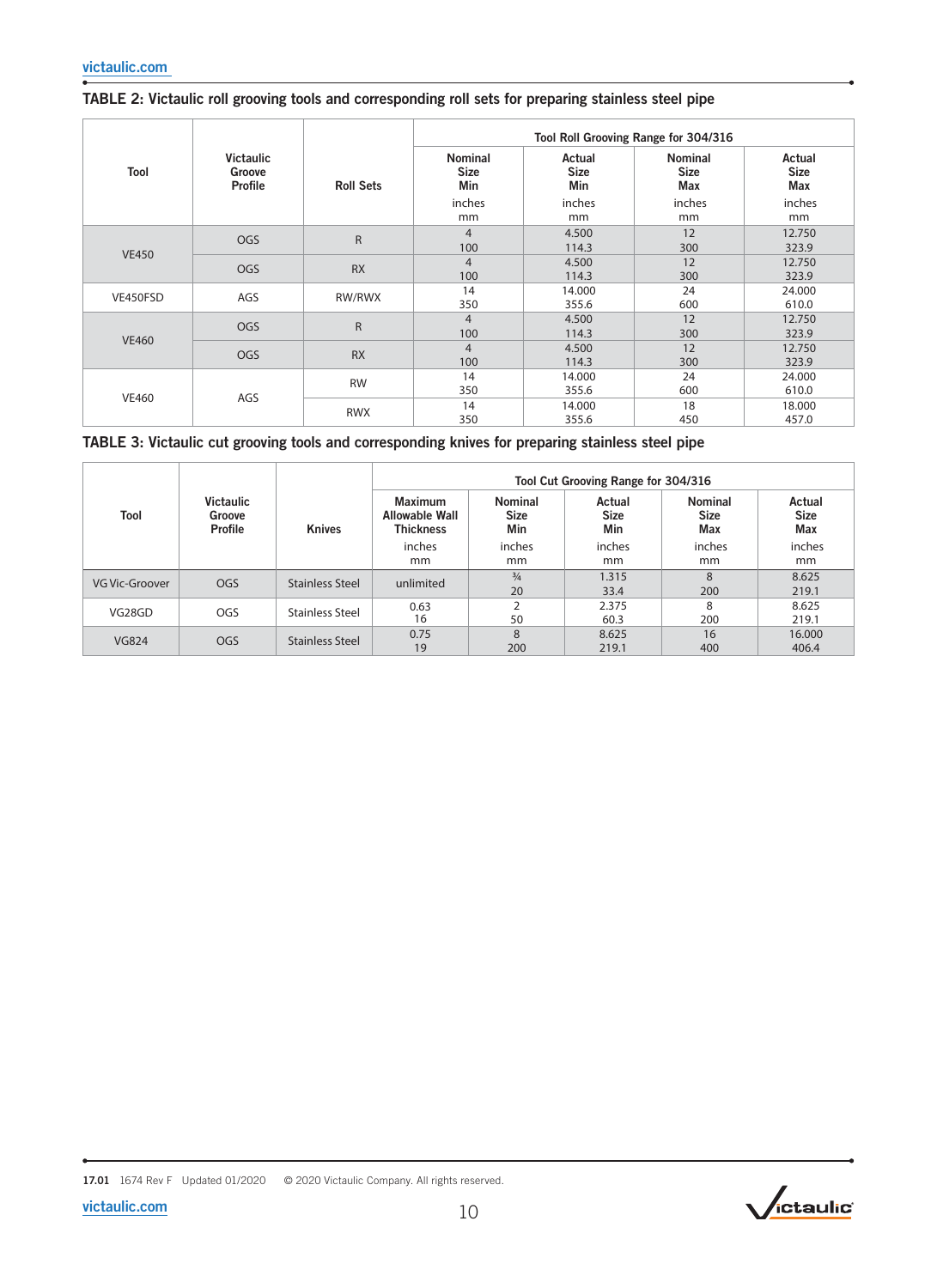**TABLE 2: Victaulic roll grooving tools and corresponding roll sets for preparing stainless steel pipe**

| Tool | Victaulic Groove Profile | Roll Sets | Tool Roll Grooving Range for 304/316 | | | |
|---|---|---|---|---|---|---|
| | | | Nominal Size Min inches mm | Actual Size Min inches mm | Nominal Size Max inches mm | Actual Size Max inches mm |
| VE450 | OGS | R | 4<br>100 | 4.500<br>114.3 | 12<br>300 | 12.750<br>323.9 |
| | OGS | RX | 4<br>100 | 4.500<br>114.3 | 12<br>300 | 12.750<br>323.9 |
| VE450FSD | AGS | RW/RWX | 14<br>350 | 14.000<br>355.6 | 24<br>600 | 24.000<br>610.0 |
| VE460 | OGS | R | 4<br>100 | 4.500<br>114.3 | 12<br>300 | 12.750<br>323.9 |
| | OGS | RX | 4<br>100 | 4.500<br>114.3 | 12<br>300 | 12.750<br>323.9 |
| VE460 | AGS | RW | 14<br>350 | 14.000<br>355.6 | 24<br>600 | 24.000<br>610.0 |
| | | RWX | 14<br>350 | 14.000<br>355.6 | 18<br>450 | 18.000<br>457.0 |

**TABLE 3: Victaulic cut grooving tools and corresponding knives for preparing stainless steel pipe**

| Tool | Victaulic Groove Profile | Knives | Tool Cut Grooving Range for 304/316 | | | | |
|---|---|---|---|---|---|---|---|
| | | | Maximum Allowable Wall Thickness inches mm | Nominal Size Min inches mm | Actual Size Min inches mm | Nominal Size Max inches mm | Actual Size Max inches mm |
| VG Vic-Groover | OGS | Stainless Steel | unlimited | ¾<br>20 | 1.315<br>33.4 | 8<br>200 | 8.625<br>219.1 |
| VG28GD | OGS | Stainless Steel | 0.63<br>16 | 2<br>50 | 2.375<br>60.3 | 8<br>200 | 8.625<br>219.1 |
| VG824 | OGS | Stainless Steel | 0.75<br>19 | 8<br>200 | 8.625<br>219.1 | 16<br>400 | 16.000<br>406.4 |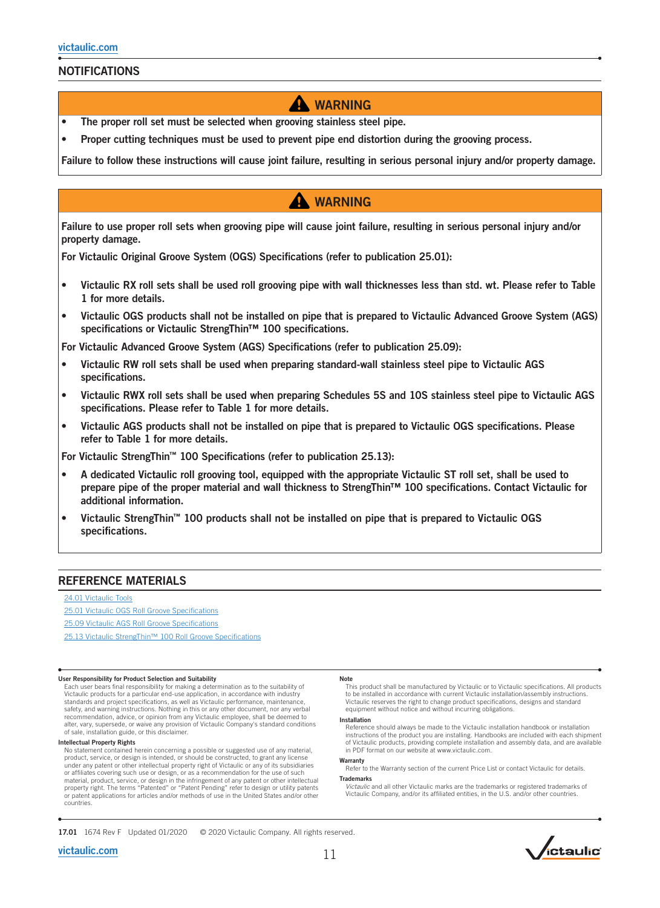## NOTIFICATIONS

**⚠ WARNING**

- **The proper roll set must be selected when grooving stainless steel pipe.**
- **Proper cutting techniques must be used to prevent pipe end distortion during the grooving process.**

**Failure to follow these instructions will cause joint failure, resulting in serious personal injury and/or property damage.**

**⚠ WARNING**

**Failure to use proper roll sets when grooving pipe will cause joint failure, resulting in serious personal injury and/or property damage.**

**For Victaulic Original Groove System (OGS) Specifications (refer to publication 25.01):**

- **Victaulic RX roll sets shall be used roll grooving pipe with wall thicknesses less than std. wt. Please refer to Table 1 for more details.**
- **Victaulic OGS products shall not be installed on pipe that is prepared to Victaulic Advanced Groove System (AGS) specifications or Victaulic StrengThin™ 100 specifications.**

**For Victaulic Advanced Groove System (AGS) Specifications (refer to publication 25.09):**

- **Victaulic RW roll sets shall be used when preparing standard-wall stainless steel pipe to Victaulic AGS specifications.**
- **Victaulic RWX roll sets shall be used when preparing Schedules 5S and 10S stainless steel pipe to Victaulic AGS specifications. Please refer to Table 1 for more details.**
- **Victaulic AGS products shall not be installed on pipe that is prepared to Victaulic OGS specifications. Please refer to Table 1 for more details.**

**For Victaulic StrengThin™ 100 Specifications (refer to publication 25.13):**

- **A dedicated Victaulic roll grooving tool, equipped with the appropriate Victaulic ST roll set, shall be used to prepare pipe of the proper material and wall thickness to StrengThin™ 100 specifications. Contact Victaulic for additional information.**
- **Victaulic StrengThin™ 100 products shall not be installed on pipe that is prepared to Victaulic OGS specifications.**

## REFERENCE MATERIALS

24.01 Victaulic Tools

25.01 Victaulic OGS Roll Groove Specifications

25.09 Victaulic AGS Roll Groove Specifications

25.13 Victaulic StrengThin™ 100 Roll Groove Specifications

**User Responsibility for Product Selection and Suitability**

Each user bears final responsibility for making a determination as to the suitability of Victaulic products for a particular end-use application, in accordance with industry standards and project specifications, as well as Victaulic performance, maintenance, safety, and warning instructions. Nothing in this or any other document, nor any verbal recommendation, advice, or opinion from any Victaulic employee, shall be deemed to alter, vary, supersede, or waive any provision of Victaulic Company's standard conditions of sale, installation guide, or this disclaimer.

**Intellectual Property Rights**

No statement contained herein concerning a possible or suggested use of any material, product, service, or design is intended, or should be constructed, to grant any license under any patent or other intellectual property right of Victaulic or any of its subsidiaries or affiliates covering such use or design, or as a recommendation for the use of such material, product, service, or design in the infringement of any patent or other intellectual property right. The terms "Patented" or "Patent Pending" refer to design or utility patents or patent applications for articles and/or methods of use in the United States and/or other countries.

**Note**

This product shall be manufactured by Victaulic or to Victaulic specifications. All products to be installed in accordance with current Victaulic installation/assembly instructions. Victaulic reserves the right to change product specifications, designs and standard equipment without notice and without incurring obligations.

**Installation**

Reference should always be made to the Victaulic installation handbook or installation instructions of the product you are installing. Handbooks are included with each shipment of Victaulic products, providing complete installation and assembly data, and are available in PDF format on our website at www.victaulic.com.

**Warranty**

Refer to the Warranty section of the current Price List or contact Victaulic for details.

**Trademarks**

*Victaulic* and all other Victaulic marks are the trademarks or registered trademarks of Victaulic Company, and/or its affiliated entities, in the U.S. and/or other countries.

**17.01** 1674 Rev F Updated 01/2020 © 2020 Victaulic Company. All rights reserved.